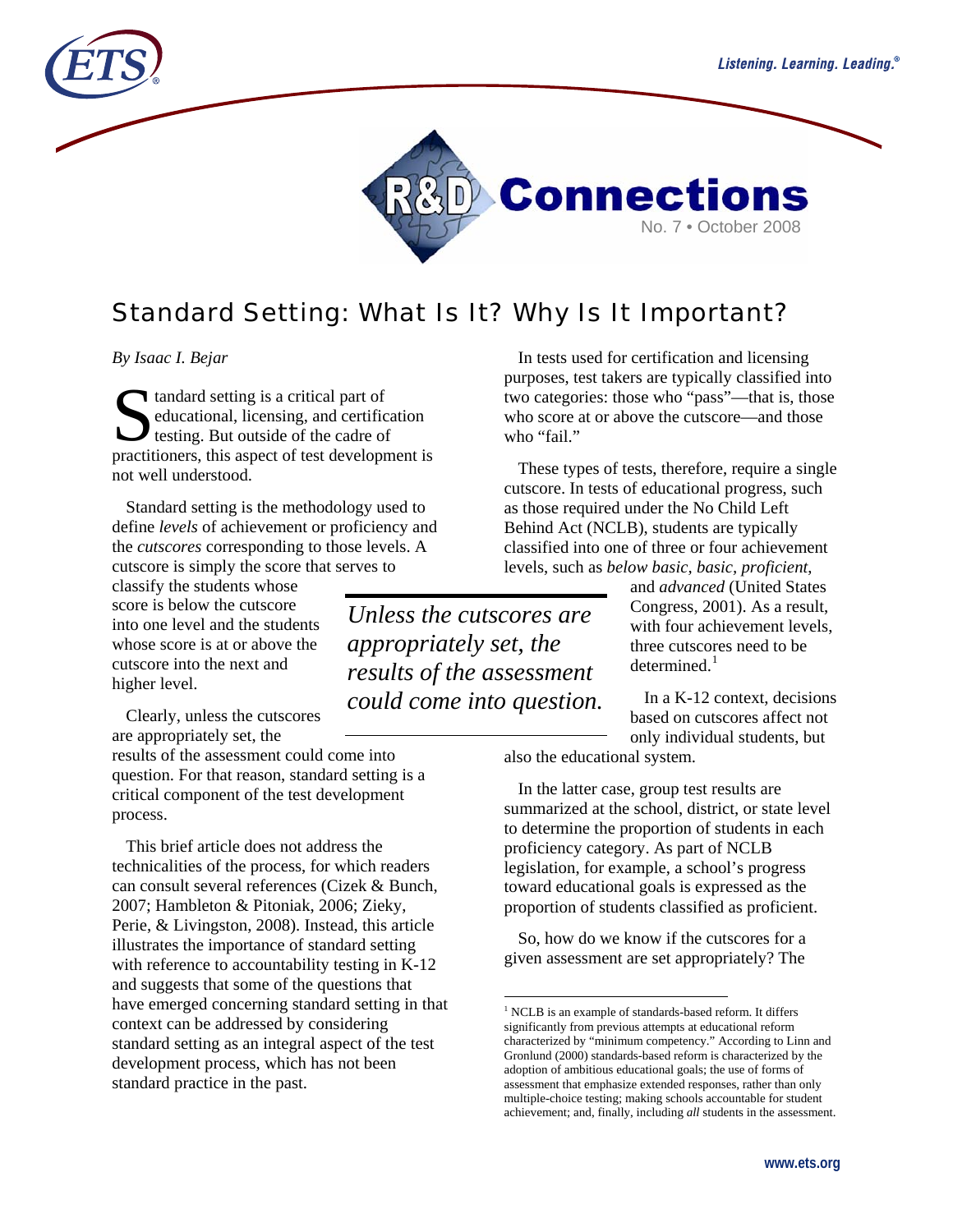R&D Connections

No. 7 • October 2008

# Standard Setting: What Is It? Why Is It Important?

*By Isaac I. Bejar*

Standard setting is a critical part of educational, licensing, and certification testing. But outside of the cadre of practitioners, this aspect of test development is not well understood.

Standard setting is the methodology used to define *levels* of achievement or proficiency and the *cutscores* corresponding to those levels. A cutscore is simply the score that serves to classify the students whose score is below the cutscore into one level and the students whose score is at or above the cutscore into the next and higher level.

Clearly, unless the cutscores are appropriately set, the results of the assessment could come into question. For that reason, standard setting is a critical component of the test development process.

This brief article does not address the technicalities of the process, for which readers can consult several references (Cizek & Bunch, 2007; Hambleton & Pitoniak, 2006; Zieky, Perie, & Livingston, 2008). Instead, this article illustrates the importance of standard setting with reference to accountability testing in K-12 and suggests that some of the questions that have emerged concerning standard setting in that context can be addressed by considering standard setting as an integral aspect of the test development process, which has not been standard practice in the past.

> *Unless the cutscores are appropriately set, the results of the assessment could come into question.*

In tests used for certification and licensing purposes, test takers are typically classified into two categories: those who "pass"—that is, those who score at or above the cutscore—and those who "fail."

These types of tests, therefore, require a single cutscore. In tests of educational progress, such as those required under the No Child Left Behind Act (NCLB), students are typically classified into one of three or four achievement levels, such as *below basic*, *basic*, *proficient*, and *advanced* (United States Congress, 2001). As a result, with four achievement levels, three cutscores need to be determined.[1]

In a K-12 context, decisions based on cutscores affect not only individual students, but also the educational system.

In the latter case, group test results are summarized at the school, district, or state level to determine the proportion of students in each proficiency category. As part of NCLB legislation, for example, a school's progress toward educational goals is expressed as the proportion of students classified as proficient.

So, how do we know if the cutscores for a given assessment are set appropriately? The

---

[1] NCLB is an example of standards-based reform. It differs significantly from previous attempts at educational reform characterized by "minimum competency." According to Linn and Gronlund (2000) standards-based reform is characterized by the adoption of ambitious educational goals; the use of forms of assessment that emphasize extended responses, rather than only multiple-choice testing; making schools accountable for student achievement; and, finally, including *all* students in the assessment.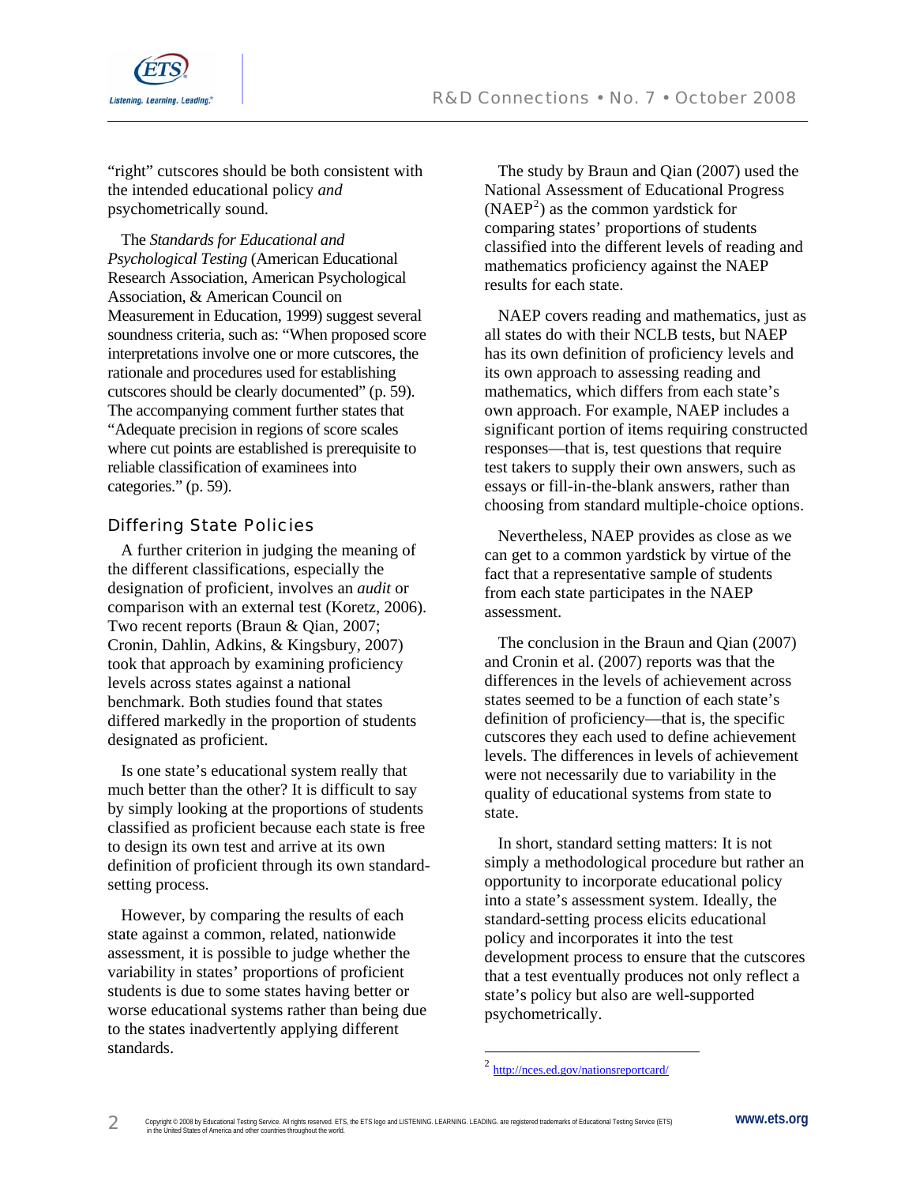"right" cutscores should be both consistent with the intended educational policy *and* psychometrically sound.

The *Standards for Educational and Psychological Testing* (American Educational Research Association, American Psychological Association, & American Council on Measurement in Education, 1999) suggest several soundness criteria, such as: "When proposed score interpretations involve one or more cutscores, the rationale and procedures used for establishing cutscores should be clearly documented" (p. 59). The accompanying comment further states that "Adequate precision in regions of score scales where cut points are established is prerequisite to reliable classification of examinees into categories." (p. 59).

## Differing State Policies

A further criterion in judging the meaning of the different classifications, especially the designation of proficient, involves an *audit* or comparison with an external test (Koretz, 2006). Two recent reports (Braun & Qian, 2007; Cronin, Dahlin, Adkins, & Kingsbury, 2007) took that approach by examining proficiency levels across states against a national benchmark. Both studies found that states differed markedly in the proportion of students designated as proficient.

Is one state's educational system really that much better than the other? It is difficult to say by simply looking at the proportions of students classified as proficient because each state is free to design its own test and arrive at its own definition of proficient through its own standard-setting process.

However, by comparing the results of each state against a common, related, nationwide assessment, it is possible to judge whether the variability in states' proportions of proficient students is due to some states having better or worse educational systems rather than being due to the states inadvertently applying different standards.

The study by Braun and Qian (2007) used the National Assessment of Educational Progress (NAEP[2]) as the common yardstick for comparing states' proportions of students classified into the different levels of reading and mathematics proficiency against the NAEP results for each state.

NAEP covers reading and mathematics, just as all states do with their NCLB tests, but NAEP has its own definition of proficiency levels and its own approach to assessing reading and mathematics, which differs from each state's own approach. For example, NAEP includes a significant portion of items requiring constructed responses—that is, test questions that require test takers to supply their own answers, such as essays or fill-in-the-blank answers, rather than choosing from standard multiple-choice options.

Nevertheless, NAEP provides as close as we can get to a common yardstick by virtue of the fact that a representative sample of students from each state participates in the NAEP assessment.

The conclusion in the Braun and Qian (2007) and Cronin et al. (2007) reports was that the differences in the levels of achievement across states seemed to be a function of each state's definition of proficiency—that is, the specific cutscores they each used to define achievement levels. The differences in levels of achievement were not necessarily due to variability in the quality of educational systems from state to state.

In short, standard setting matters: It is not simply a methodological procedure but rather an opportunity to incorporate educational policy into a state's assessment system. Ideally, the standard-setting process elicits educational policy and incorporates it into the test development process to ensure that the cutscores that a test eventually produces not only reflect a state's policy but also are well-supported psychometrically.

[2] http://nces.ed.gov/nationsreportcard/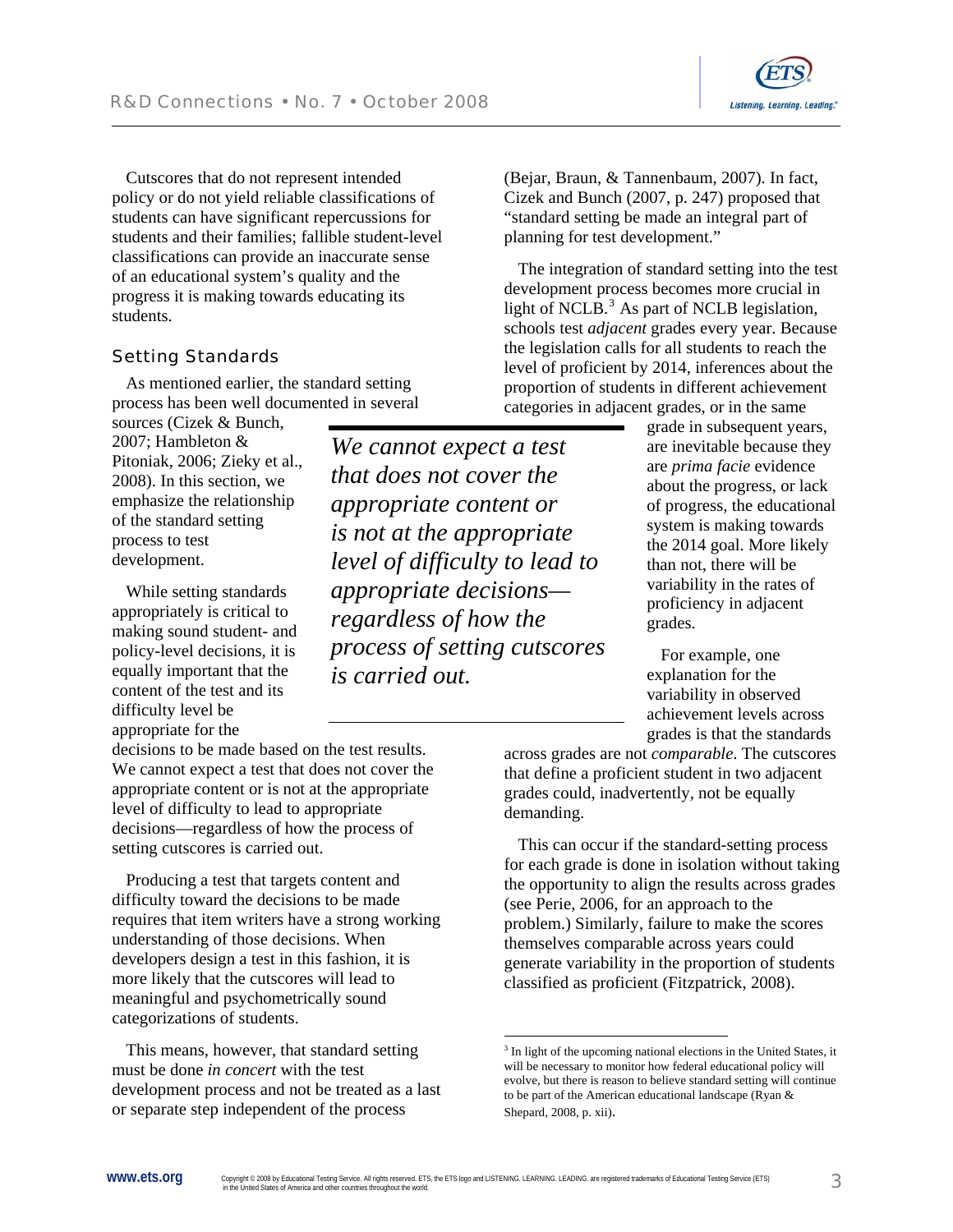Cutscores that do not represent intended policy or do not yield reliable classifications of students can have significant repercussions for students and their families; fallible student-level classifications can provide an inaccurate sense of an educational system's quality and the progress it is making towards educating its students.

## Setting Standards

As mentioned earlier, the standard setting process has been well documented in several sources (Cizek & Bunch, 2007; Hambleton & Pitoniak, 2006; Zieky et al., 2008). In this section, we emphasize the relationship of the standard setting process to test development.

While setting standards appropriately is critical to making sound student- and policy-level decisions, it is equally important that the content of the test and its difficulty level be appropriate for the decisions to be made based on the test results. We cannot expect a test that does not cover the appropriate content or is not at the appropriate level of difficulty to lead to appropriate decisions—regardless of how the process of setting cutscores is carried out.

> *We cannot expect a test that does not cover the appropriate content or is not at the appropriate level of difficulty to lead to appropriate decisions—regardless of how the process of setting cutscores is carried out.*

Producing a test that targets content and difficulty toward the decisions to be made requires that item writers have a strong working understanding of those decisions. When developers design a test in this fashion, it is more likely that the cutscores will lead to meaningful and psychometrically sound categorizations of students.

This means, however, that standard setting must be done *in concert* with the test development process and not be treated as a last or separate step independent of the process (Bejar, Braun, & Tannenbaum, 2007). In fact, Cizek and Bunch (2007, p. 247) proposed that "standard setting be made an integral part of planning for test development."

The integration of standard setting into the test development process becomes more crucial in light of NCLB.[3] As part of NCLB legislation, schools test *adjacent* grades every year. Because the legislation calls for all students to reach the level of proficient by 2014, inferences about the proportion of students in different achievement categories in adjacent grades, or in the same grade in subsequent years, are inevitable because they are *prima facie* evidence about the progress, or lack of progress, the educational system is making towards the 2014 goal. More likely than not, there will be variability in the rates of proficiency in adjacent grades.

For example, one explanation for the variability in observed achievement levels across grades is that the standards across grades are not *comparable*. The cutscores that define a proficient student in two adjacent grades could, inadvertently, not be equally demanding.

This can occur if the standard-setting process for each grade is done in isolation without taking the opportunity to align the results across grades (see Perie, 2006, for an approach to the problem.) Similarly, failure to make the scores themselves comparable across years could generate variability in the proportion of students classified as proficient (Fitzpatrick, 2008).

---

[3] In light of the upcoming national elections in the United States, it will be necessary to monitor how federal educational policy will evolve, but there is reason to believe standard setting will continue to be part of the American educational landscape (Ryan & Shepard, 2008, p. xii).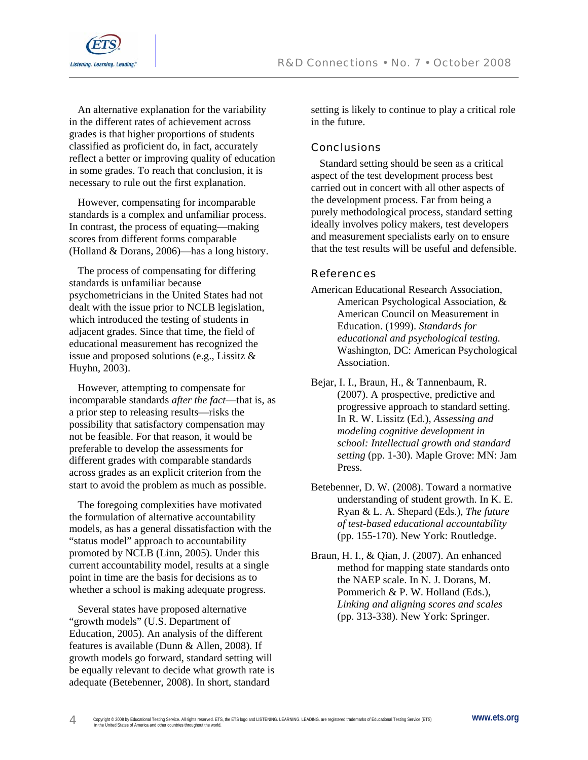An alternative explanation for the variability in the different rates of achievement across grades is that higher proportions of students classified as proficient do, in fact, accurately reflect a better or improving quality of education in some grades. To reach that conclusion, it is necessary to rule out the first explanation.

However, compensating for incomparable standards is a complex and unfamiliar process. In contrast, the process of equating—making scores from different forms comparable (Holland & Dorans, 2006)—has a long history.

The process of compensating for differing standards is unfamiliar because psychometricians in the United States had not dealt with the issue prior to NCLB legislation, which introduced the testing of students in adjacent grades. Since that time, the field of educational measurement has recognized the issue and proposed solutions (e.g., Lissitz & Huyhn, 2003).

However, attempting to compensate for incomparable standards *after the fact*—that is, as a prior step to releasing results—risks the possibility that satisfactory compensation may not be feasible. For that reason, it would be preferable to develop the assessments for different grades with comparable standards across grades as an explicit criterion from the start to avoid the problem as much as possible.

The foregoing complexities have motivated the formulation of alternative accountability models, as has a general dissatisfaction with the "status model" approach to accountability promoted by NCLB (Linn, 2005). Under this current accountability model, results at a single point in time are the basis for decisions as to whether a school is making adequate progress.

Several states have proposed alternative "growth models" (U.S. Department of Education, 2005). An analysis of the different features is available (Dunn & Allen, 2008). If growth models go forward, standard setting will be equally relevant to decide what growth rate is adequate (Betebenner, 2008). In short, standard setting is likely to continue to play a critical role in the future.

## Conclusions

Standard setting should be seen as a critical aspect of the test development process best carried out in concert with all other aspects of the development process. Far from being a purely methodological process, standard setting ideally involves policy makers, test developers and measurement specialists early on to ensure that the test results will be useful and defensible.

## References

American Educational Research Association, American Psychological Association, & American Council on Measurement in Education. (1999). *Standards for educational and psychological testing.* Washington, DC: American Psychological Association.

Bejar, I. I., Braun, H., & Tannenbaum, R. (2007). A prospective, predictive and progressive approach to standard setting. In R. W. Lissitz (Ed.), *Assessing and modeling cognitive development in school: Intellectual growth and standard setting* (pp. 1-30). Maple Grove: MN: Jam Press.

Betebenner, D. W. (2008). Toward a normative understanding of student growth. In K. E. Ryan & L. A. Shepard (Eds.), *The future of test-based educational accountability* (pp. 155-170). New York: Routledge.

Braun, H. I., & Qian, J. (2007). An enhanced method for mapping state standards onto the NAEP scale. In N. J. Dorans, M. Pommerich & P. W. Holland (Eds.), *Linking and aligning scores and scales* (pp. 313-338). New York: Springer.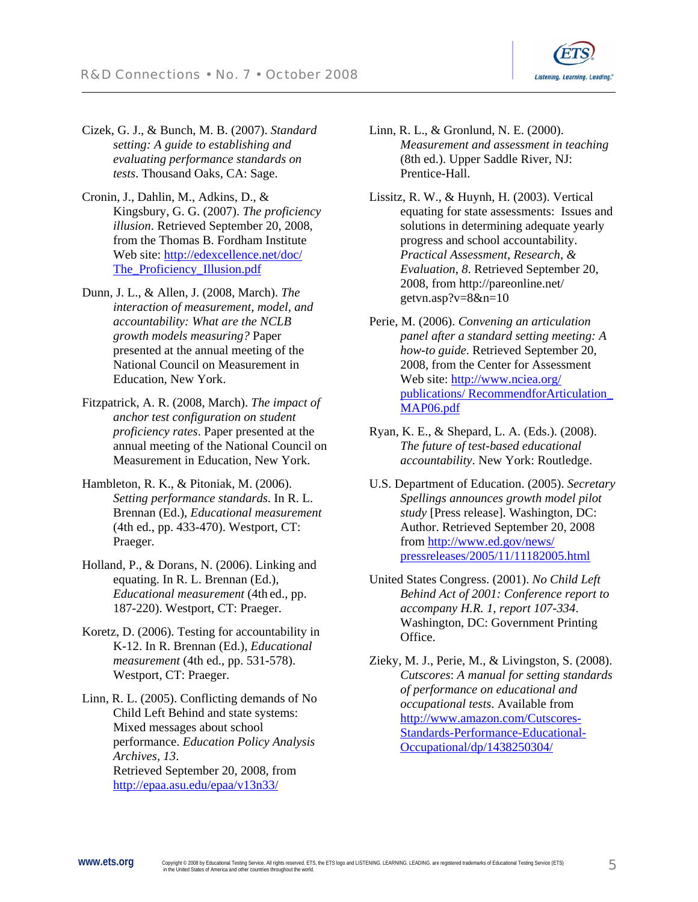Cizek, G. J., & Bunch, M. B. (2007). *Standard setting: A guide to establishing and evaluating performance standards on tests*. Thousand Oaks, CA: Sage.

Cronin, J., Dahlin, M., Adkins, D., & Kingsbury, G. G. (2007). *The proficiency illusion*. Retrieved September 20, 2008, from the Thomas B. Fordham Institute Web site: http://edexcellence.net/doc/The_Proficiency_Illusion.pdf

Dunn, J. L., & Allen, J. (2008, March). *The interaction of measurement, model, and accountability: What are the NCLB growth models measuring?* Paper presented at the annual meeting of the National Council on Measurement in Education, New York.

Fitzpatrick, A. R. (2008, March). *The impact of anchor test configuration on student proficiency rates*. Paper presented at the annual meeting of the National Council on Measurement in Education, New York.

Hambleton, R. K., & Pitoniak, M. (2006). *Setting performance standards*. In R. L. Brennan (Ed.), *Educational measurement* (4th ed., pp. 433-470). Westport, CT: Praeger.

Holland, P., & Dorans, N. (2006). Linking and equating. In R. L. Brennan (Ed.), *Educational measurement* (4th ed., pp. 187-220). Westport, CT: Praeger.

Koretz, D. (2006). Testing for accountability in K-12. In R. Brennan (Ed.), *Educational measurement* (4th ed., pp. 531-578). Westport, CT: Praeger.

Linn, R. L. (2005). Conflicting demands of No Child Left Behind and state systems: Mixed messages about school performance. *Education Policy Analysis Archives, 13*. Retrieved September 20, 2008, from http://epaa.asu.edu/epaa/v13n33/

Linn, R. L., & Gronlund, N. E. (2000). *Measurement and assessment in teaching* (8th ed.). Upper Saddle River, NJ: Prentice-Hall.

Lissitz, R. W., & Huynh, H. (2003). Vertical equating for state assessments: Issues and solutions in determining adequate yearly progress and school accountability. *Practical Assessment, Research, & Evaluation, 8*. Retrieved September 20, 2008, from http://pareonline.net/getvn.asp?v=8&n=10

Perie, M. (2006). *Convening an articulation panel after a standard setting meeting: A how-to guide*. Retrieved September 20, 2008, from the Center for Assessment Web site: http://www.nciea.org/publications/ RecommendforArticulation_MAP06.pdf

Ryan, K. E., & Shepard, L. A. (Eds.). (2008). *The future of test-based educational accountability*. New York: Routledge.

U.S. Department of Education. (2005). *Secretary Spellings announces growth model pilot study* [Press release]. Washington, DC: Author. Retrieved September 20, 2008 from http://www.ed.gov/news/pressreleases/2005/11/11182005.html

United States Congress. (2001). *No Child Left Behind Act of 2001: Conference report to accompany H.R. 1, report 107-334*. Washington, DC: Government Printing Office.

Zieky, M. J., Perie, M., & Livingston, S. (2008). *Cutscores: A manual for setting standards of performance on educational and occupational tests*. Available from http://www.amazon.com/Cutscores-Standards-Performance-Educational-Occupational/dp/1438250304/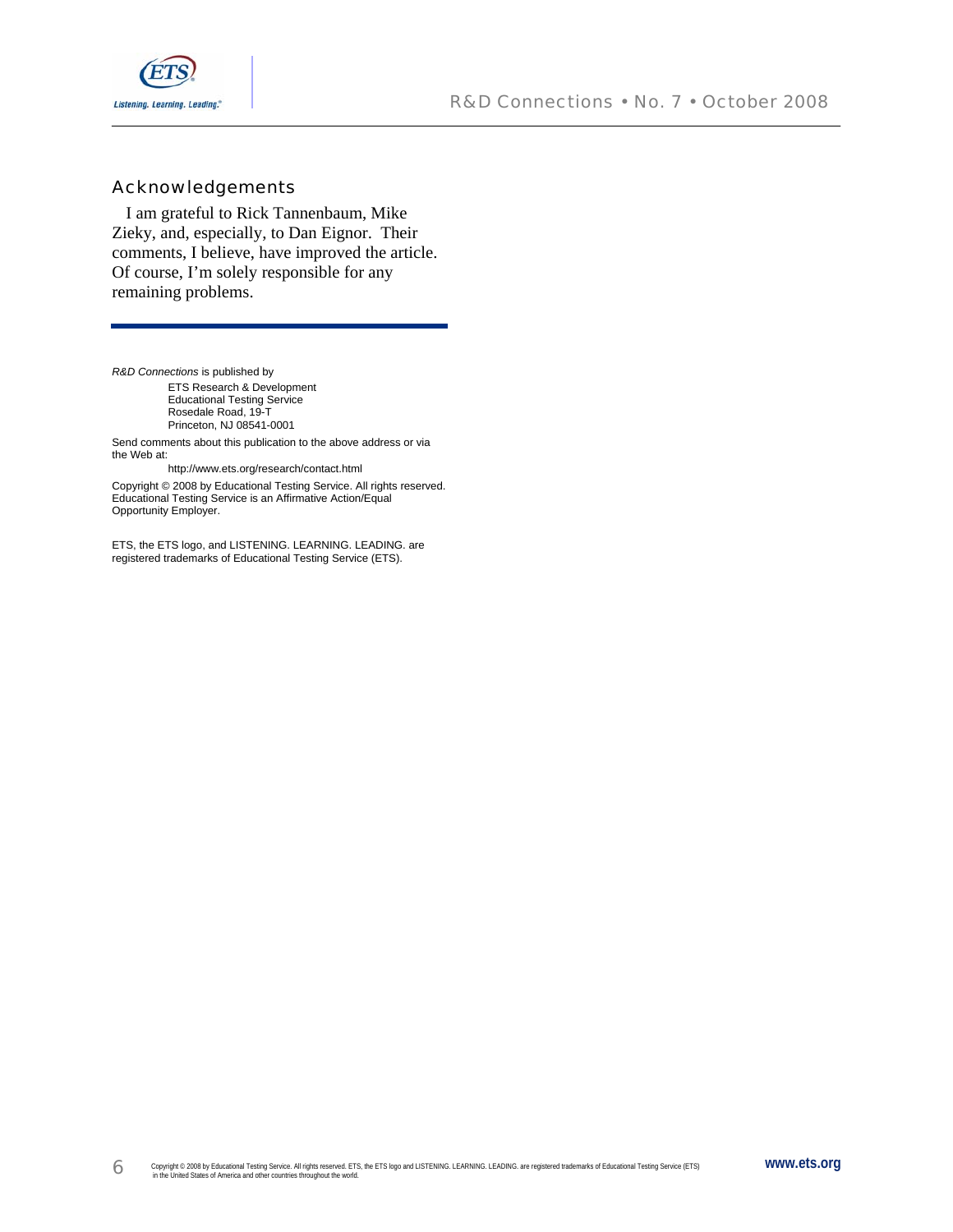## Acknowledgements

I am grateful to Rick Tannenbaum, Mike Zieky, and, especially, to Dan Eignor. Their comments, I believe, have improved the article. Of course, I'm solely responsible for any remaining problems.

---

*R&D Connections* is published by

ETS Research & Development
Educational Testing Service
Rosedale Road, 19-T
Princeton, NJ 08541-0001

Send comments about this publication to the above address or via the Web at:

http://www.ets.org/research/contact.html

Copyright © 2008 by Educational Testing Service. All rights reserved. Educational Testing Service is an Affirmative Action/Equal Opportunity Employer.

ETS, the ETS logo, and LISTENING. LEARNING. LEADING. are registered trademarks of Educational Testing Service (ETS).